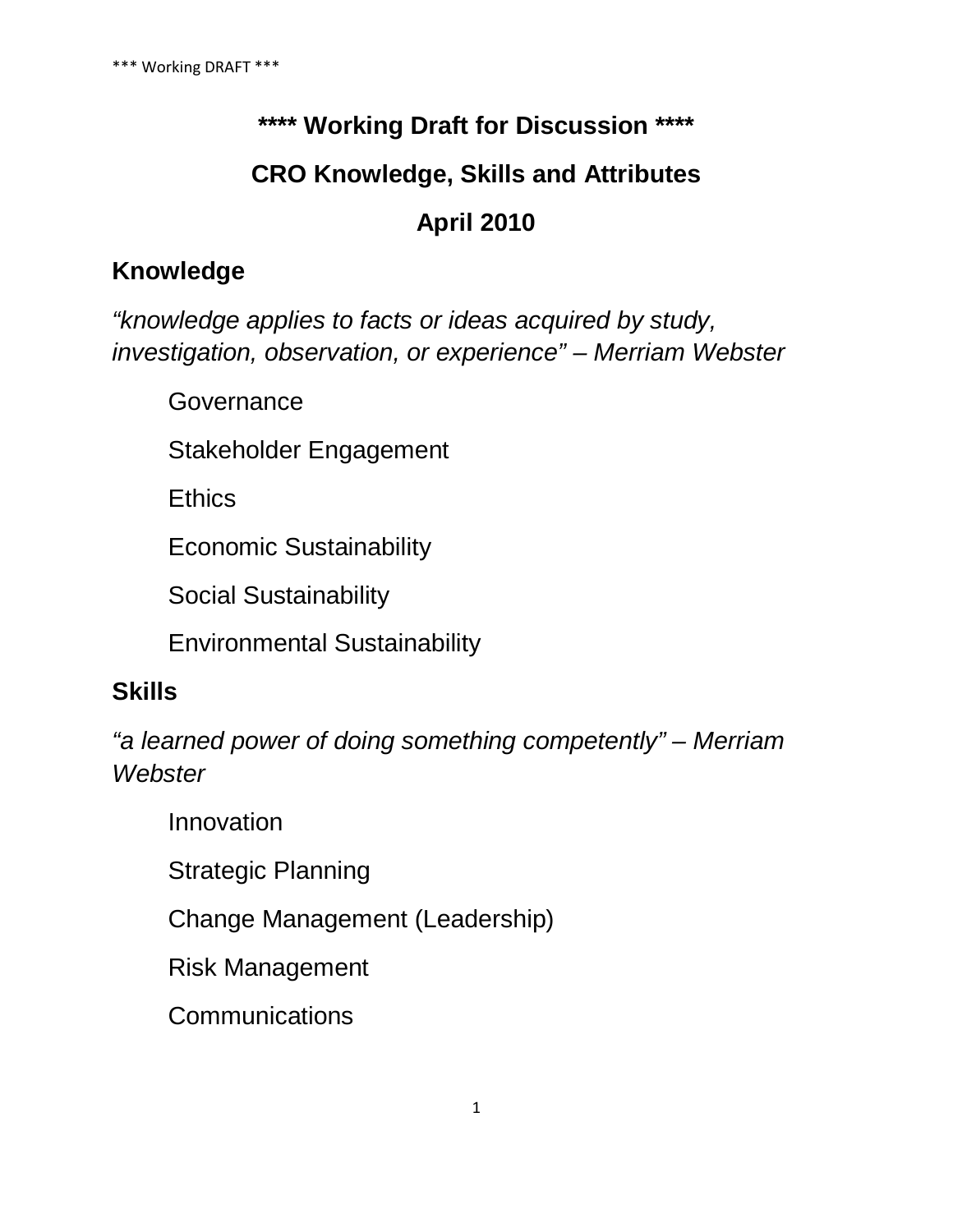**\*\*\*\* Working Draft for Discussion \*\*\*\***

# CRO Knowledge, Skills and Attributes

**April 2010**

## Knowledge

*"knowledge applies to facts or ideas acquired by study, investigation, observation, or experience" – Merriam Webster*

- Governance
- Stakeholder Engagement
- Ethics
- Economic Sustainability
- Social Sustainability
- Environmental Sustainability

## Skills

*"a learned power of doing something competently" – Merriam Webster*

- Innovation
- Strategic Planning
- Change Management (Leadership)
- Risk Management
- Communications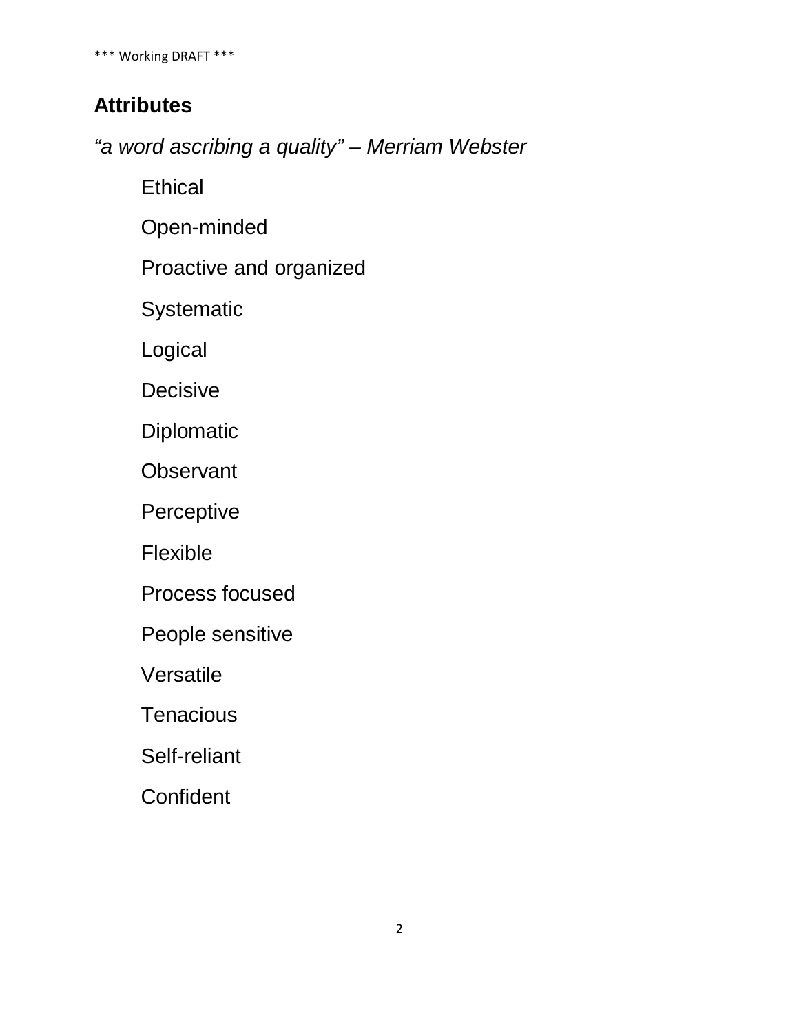## Attributes

*"a word ascribing a quality" – Merriam Webster*

Ethical

Open-minded

Proactive and organized

Systematic

Logical

Decisive

Diplomatic

Observant

Perceptive

Flexible

Process focused

People sensitive

Versatile

Tenacious

Self-reliant

Confident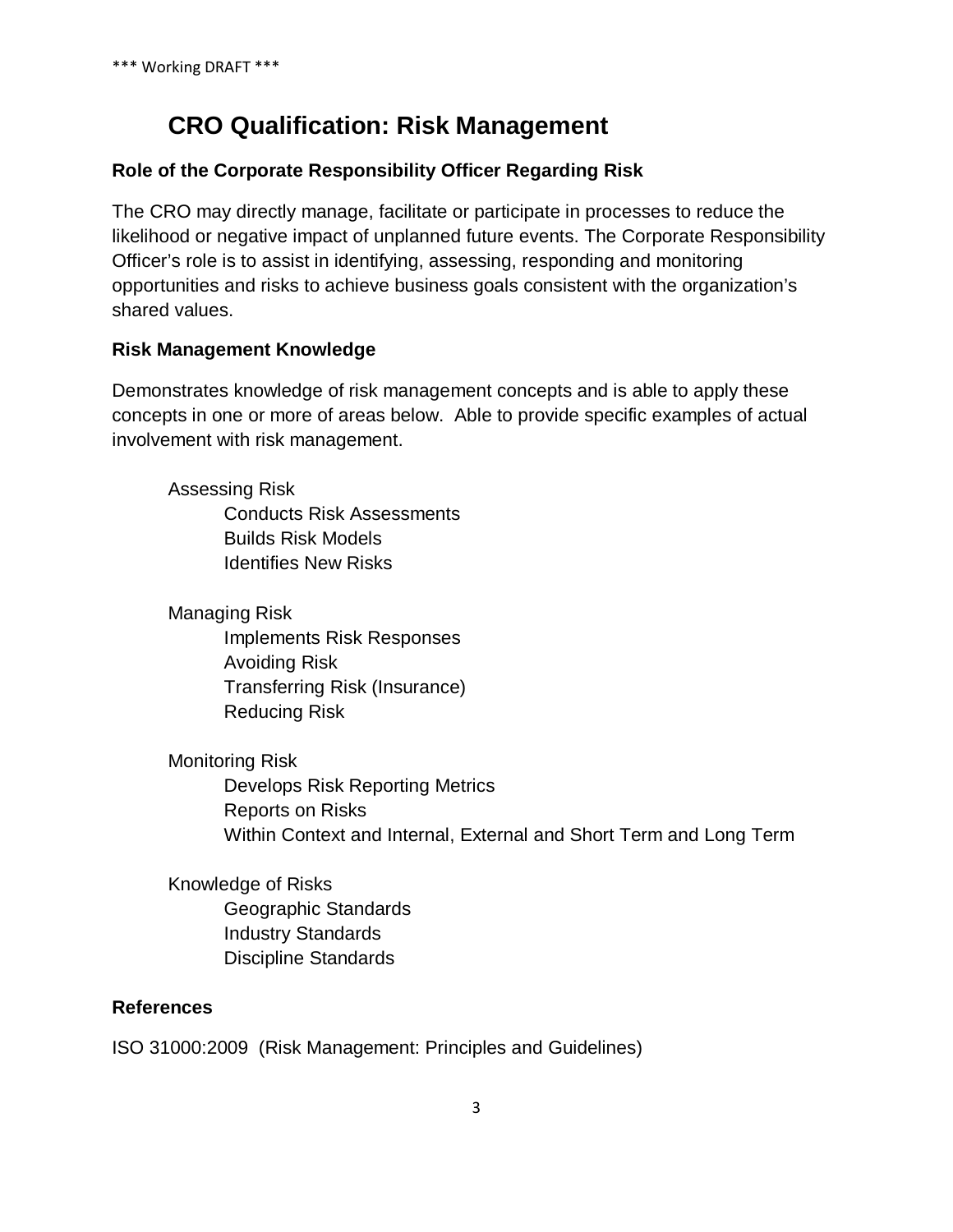# CRO Qualification: Risk Management

### Role of the Corporate Responsibility Officer Regarding Risk

The CRO may directly manage, facilitate or participate in processes to reduce the likelihood or negative impact of unplanned future events. The Corporate Responsibility Officer's role is to assist in identifying, assessing, responding and monitoring opportunities and risks to achieve business goals consistent with the organization's shared values.

### Risk Management Knowledge

Demonstrates knowledge of risk management concepts and is able to apply these concepts in one or more of areas below. Able to provide specific examples of actual involvement with risk management.

- Assessing Risk
  - Conducts Risk Assessments
  - Builds Risk Models
  - Identifies New Risks
- Managing Risk
  - Implements Risk Responses
  - Avoiding Risk
  - Transferring Risk (Insurance)
  - Reducing Risk
- Monitoring Risk
  - Develops Risk Reporting Metrics
  - Reports on Risks
  - Within Context and Internal, External and Short Term and Long Term
- Knowledge of Risks
  - Geographic Standards
  - Industry Standards
  - Discipline Standards

### References

ISO 31000:2009 (Risk Management: Principles and Guidelines)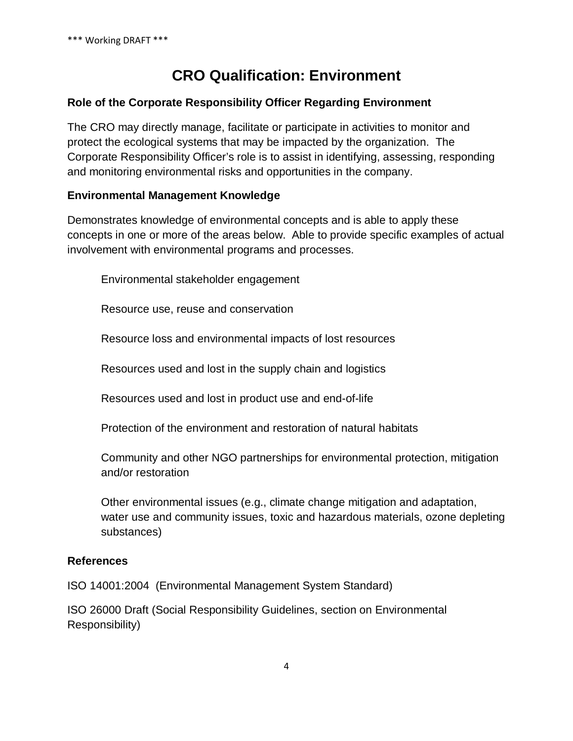# CRO Qualification: Environment

### Role of the Corporate Responsibility Officer Regarding Environment

The CRO may directly manage, facilitate or participate in activities to monitor and protect the ecological systems that may be impacted by the organization. The Corporate Responsibility Officer's role is to assist in identifying, assessing, responding and monitoring environmental risks and opportunities in the company.

### Environmental Management Knowledge

Demonstrates knowledge of environmental concepts and is able to apply these concepts in one or more of the areas below. Able to provide specific examples of actual involvement with environmental programs and processes.

- Environmental stakeholder engagement
- Resource use, reuse and conservation
- Resource loss and environmental impacts of lost resources
- Resources used and lost in the supply chain and logistics
- Resources used and lost in product use and end-of-life
- Protection of the environment and restoration of natural habitats
- Community and other NGO partnerships for environmental protection, mitigation and/or restoration
- Other environmental issues (e.g., climate change mitigation and adaptation, water use and community issues, toxic and hazardous materials, ozone depleting substances)

### References

ISO 14001:2004 (Environmental Management System Standard)

ISO 26000 Draft (Social Responsibility Guidelines, section on Environmental Responsibility)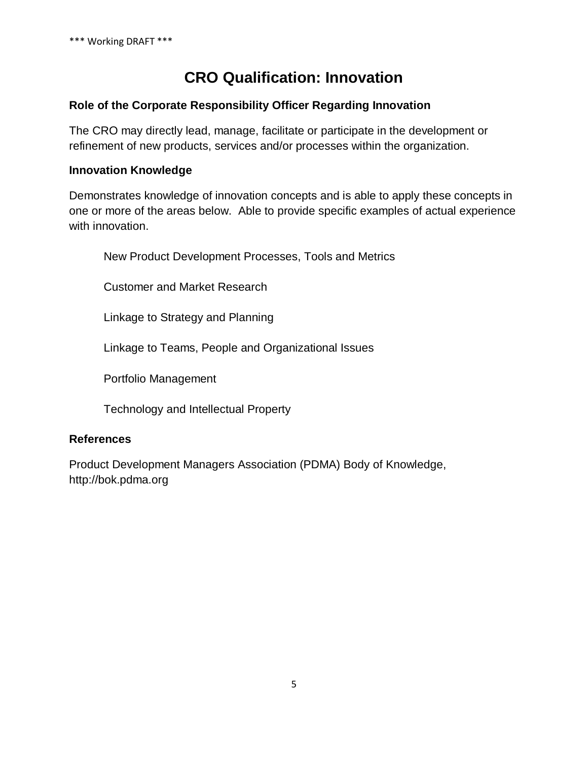# CRO Qualification: Innovation

### Role of the Corporate Responsibility Officer Regarding Innovation

The CRO may directly lead, manage, facilitate or participate in the development or refinement of new products, services and/or processes within the organization.

### Innovation Knowledge

Demonstrates knowledge of innovation concepts and is able to apply these concepts in one or more of the areas below. Able to provide specific examples of actual experience with innovation.

- New Product Development Processes, Tools and Metrics
- Customer and Market Research
- Linkage to Strategy and Planning
- Linkage to Teams, People and Organizational Issues
- Portfolio Management
- Technology and Intellectual Property

### References

Product Development Managers Association (PDMA) Body of Knowledge, http://bok.pdma.org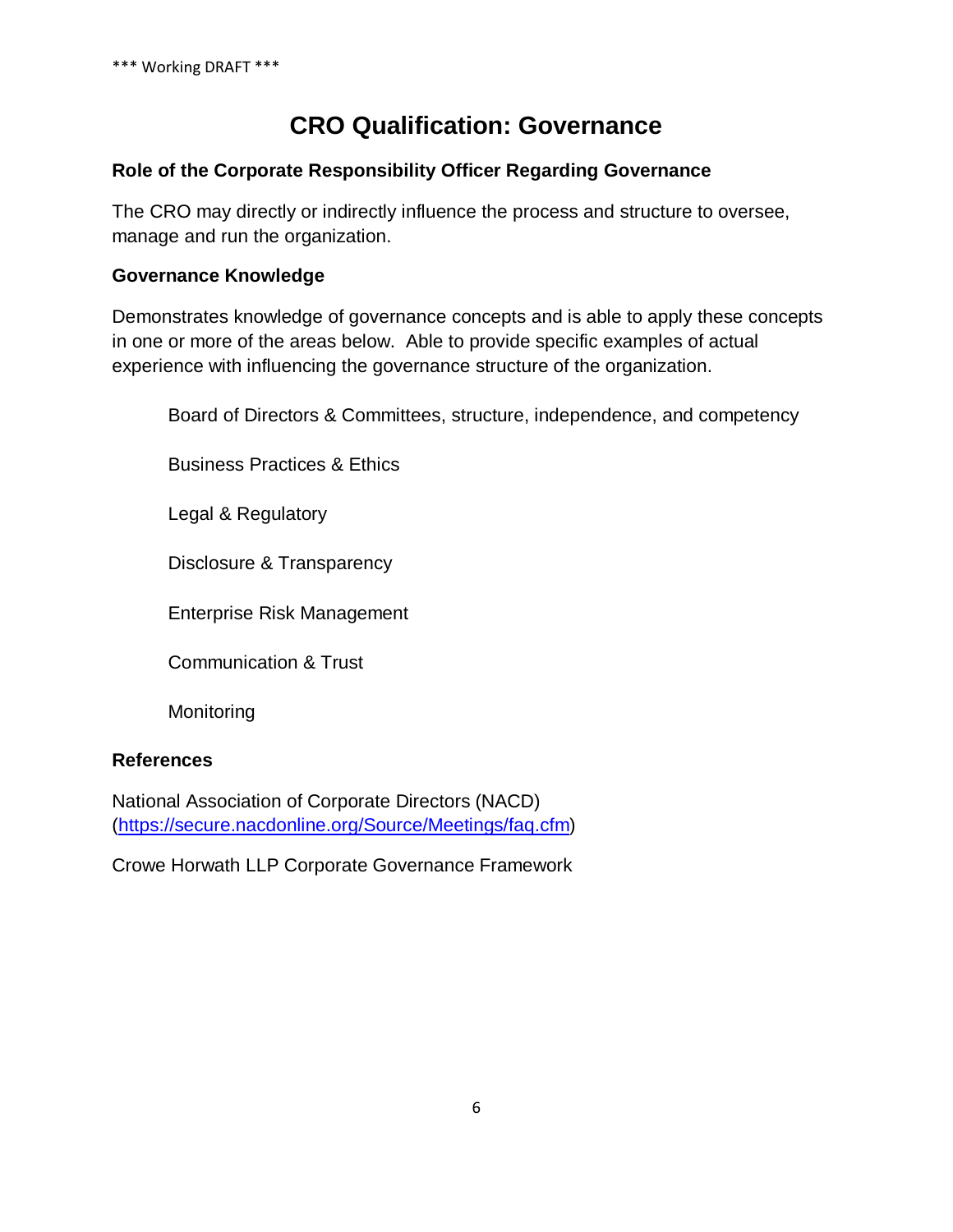# CRO Qualification: Governance

### Role of the Corporate Responsibility Officer Regarding Governance

The CRO may directly or indirectly influence the process and structure to oversee, manage and run the organization.

### Governance Knowledge

Demonstrates knowledge of governance concepts and is able to apply these concepts in one or more of the areas below. Able to provide specific examples of actual experience with influencing the governance structure of the organization.

- Board of Directors & Committees, structure, independence, and competency
- Business Practices & Ethics
- Legal & Regulatory
- Disclosure & Transparency
- Enterprise Risk Management
- Communication & Trust
- Monitoring

### References

National Association of Corporate Directors (NACD) (https://secure.nacdonline.org/Source/Meetings/faq.cfm)

Crowe Horwath LLP Corporate Governance Framework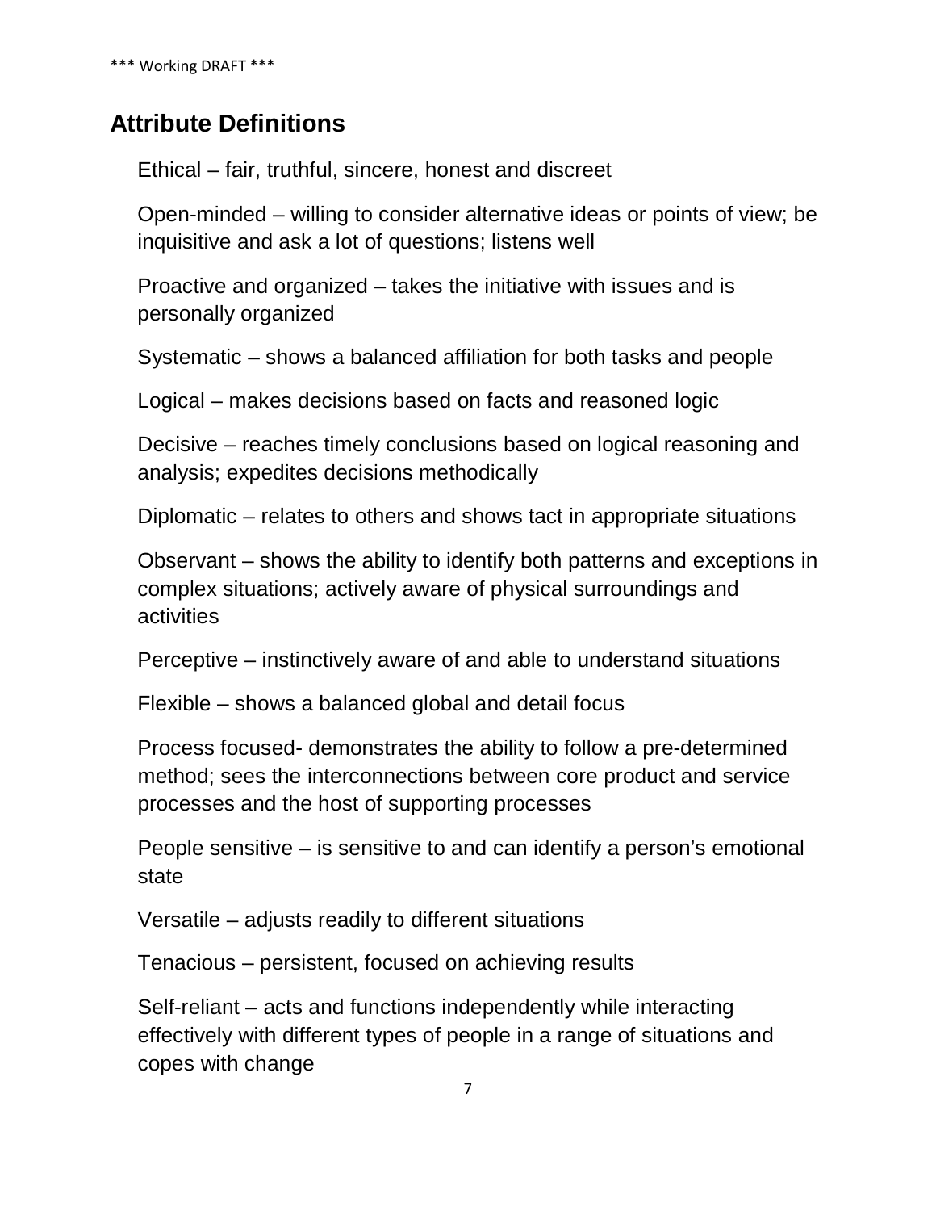## Attribute Definitions

Ethical – fair, truthful, sincere, honest and discreet

Open-minded – willing to consider alternative ideas or points of view; be inquisitive and ask a lot of questions; listens well

Proactive and organized – takes the initiative with issues and is personally organized

Systematic – shows a balanced affiliation for both tasks and people

Logical – makes decisions based on facts and reasoned logic

Decisive – reaches timely conclusions based on logical reasoning and analysis; expedites decisions methodically

Diplomatic – relates to others and shows tact in appropriate situations

Observant – shows the ability to identify both patterns and exceptions in complex situations; actively aware of physical surroundings and activities

Perceptive – instinctively aware of and able to understand situations

Flexible – shows a balanced global and detail focus

Process focused- demonstrates the ability to follow a pre-determined method; sees the interconnections between core product and service processes and the host of supporting processes

People sensitive – is sensitive to and can identify a person's emotional state

Versatile – adjusts readily to different situations

Tenacious – persistent, focused on achieving results

Self-reliant – acts and functions independently while interacting effectively with different types of people in a range of situations and copes with change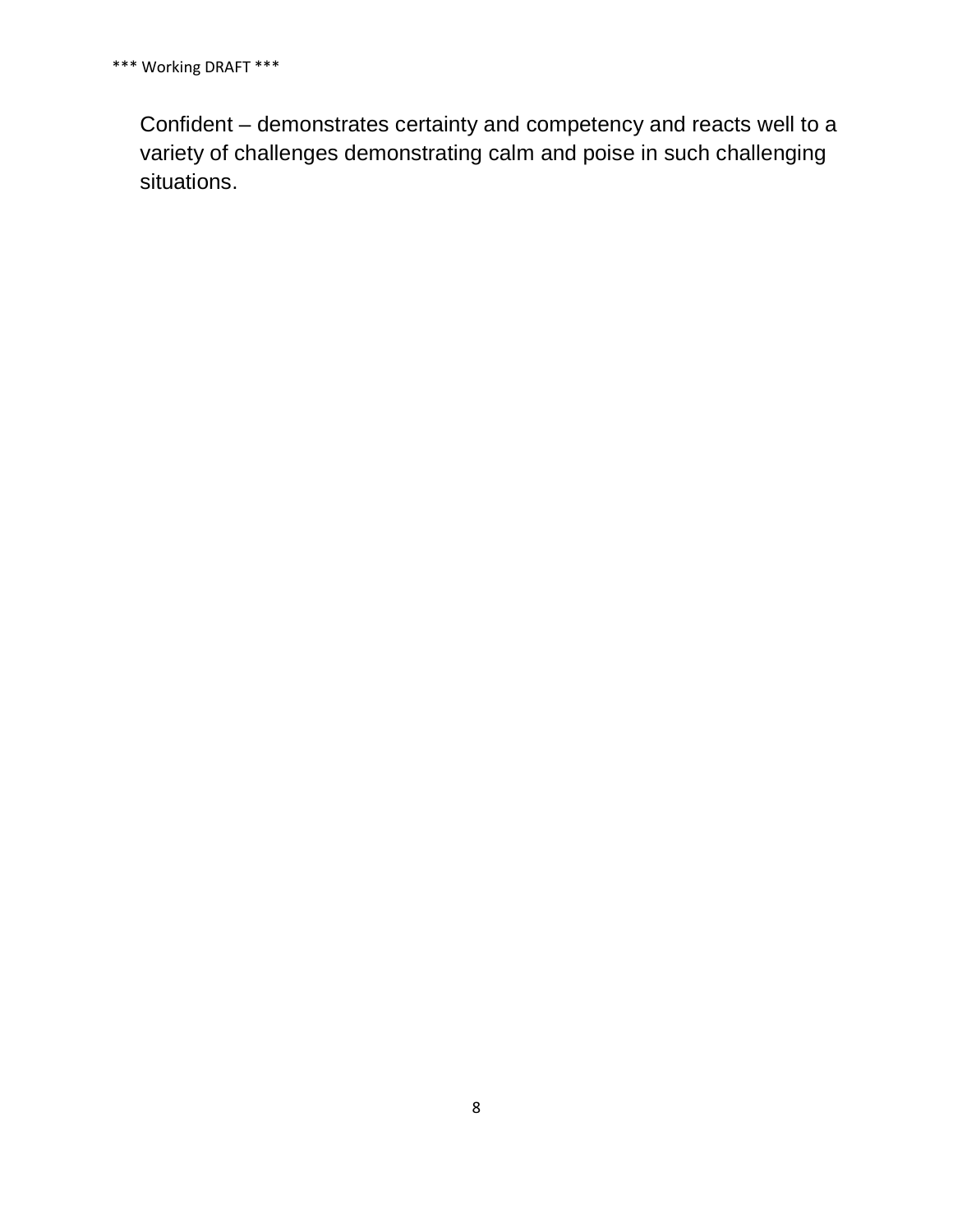Confident – demonstrates certainty and competency and reacts well to a variety of challenges demonstrating calm and poise in such challenging situations.